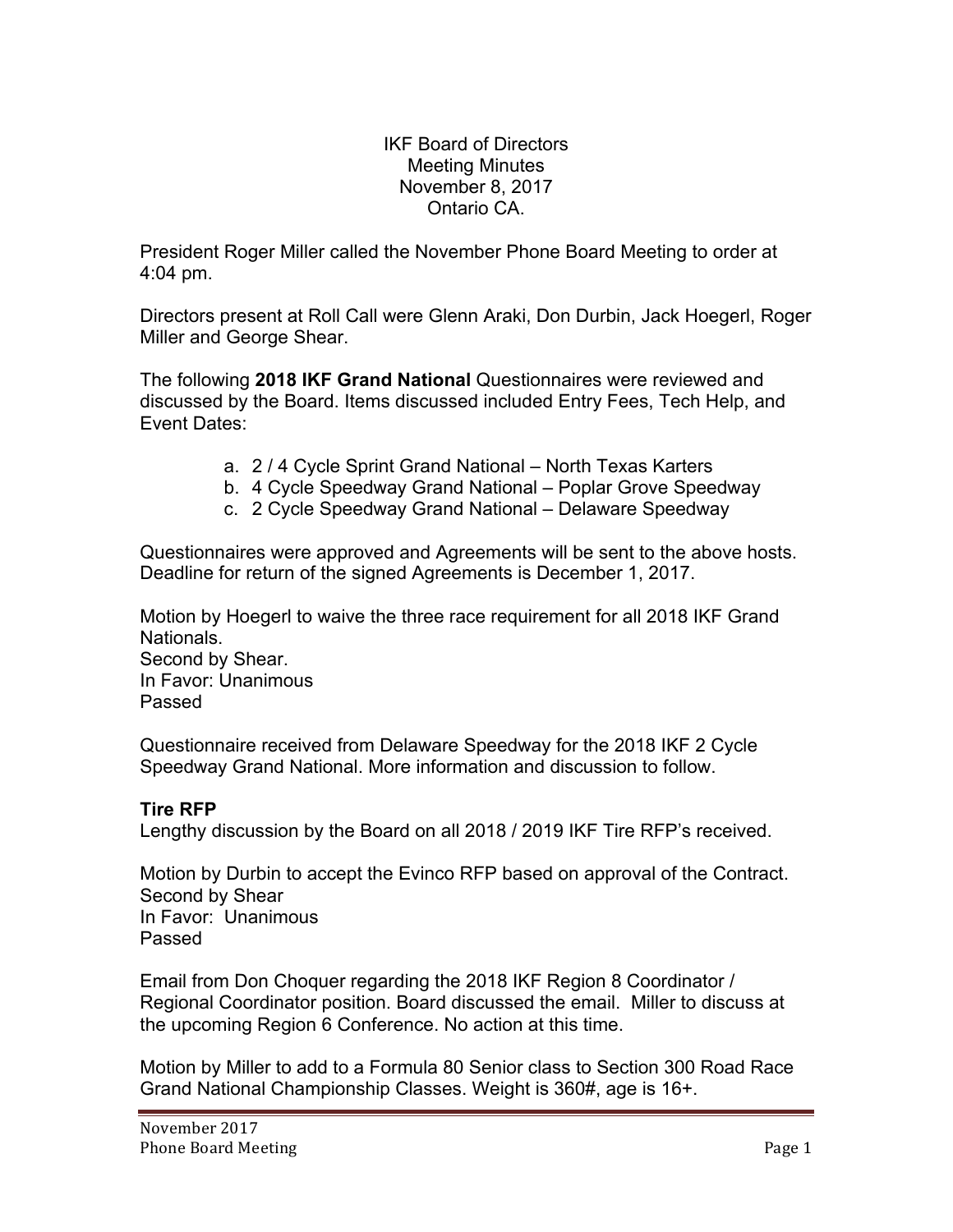IKF Board of Directors
Meeting Minutes
November 8, 2017
Ontario CA.

President Roger Miller called the November Phone Board Meeting to order at 4:04 pm.

Directors present at Roll Call were Glenn Araki, Don Durbin, Jack Hoegerl, Roger Miller and George Shear.

The following **2018 IKF Grand National** Questionnaires were reviewed and discussed by the Board. Items discussed included Entry Fees, Tech Help, and Event Dates:

a. 2 / 4 Cycle Sprint Grand National – North Texas Karters
b. 4 Cycle Speedway Grand National – Poplar Grove Speedway
c. 2 Cycle Speedway Grand National – Delaware Speedway

Questionnaires were approved and Agreements will be sent to the above hosts. Deadline for return of the signed Agreements is December 1, 2017.

Motion by Hoegerl to waive the three race requirement for all 2018 IKF Grand Nationals.
Second by Shear.
In Favor: Unanimous
Passed

Questionnaire received from Delaware Speedway for the 2018 IKF 2 Cycle Speedway Grand National. More information and discussion to follow.

**Tire RFP**
Lengthy discussion by the Board on all 2018 / 2019 IKF Tire RFP's received.

Motion by Durbin to accept the Evinco RFP based on approval of the Contract.
Second by Shear
In Favor: Unanimous
Passed

Email from Don Choquer regarding the 2018 IKF Region 8 Coordinator / Regional Coordinator position. Board discussed the email. Miller to discuss at the upcoming Region 6 Conference. No action at this time.

Motion by Miller to add to a Formula 80 Senior class to Section 300 Road Race Grand National Championship Classes. Weight is 360#, age is 16+.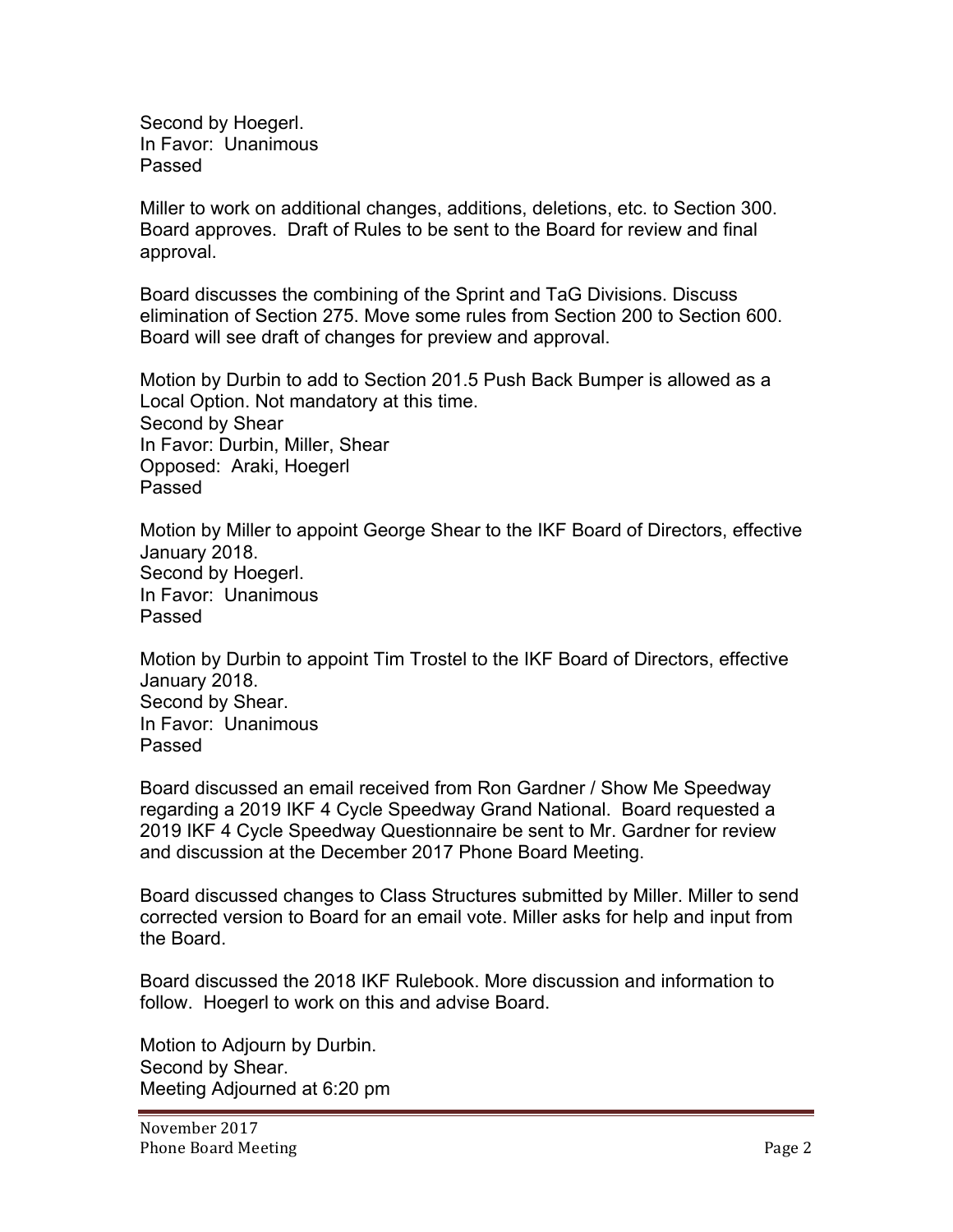Second by Hoegerl.
In Favor: Unanimous
Passed

Miller to work on additional changes, additions, deletions, etc. to Section 300. Board approves. Draft of Rules to be sent to the Board for review and final approval.

Board discusses the combining of the Sprint and TaG Divisions. Discuss elimination of Section 275. Move some rules from Section 200 to Section 600. Board will see draft of changes for preview and approval.

Motion by Durbin to add to Section 201.5 Push Back Bumper is allowed as a Local Option. Not mandatory at this time.
Second by Shear
In Favor: Durbin, Miller, Shear
Opposed: Araki, Hoegerl
Passed

Motion by Miller to appoint George Shear to the IKF Board of Directors, effective January 2018.
Second by Hoegerl.
In Favor: Unanimous
Passed

Motion by Durbin to appoint Tim Trostel to the IKF Board of Directors, effective January 2018.
Second by Shear.
In Favor: Unanimous
Passed

Board discussed an email received from Ron Gardner / Show Me Speedway regarding a 2019 IKF 4 Cycle Speedway Grand National. Board requested a 2019 IKF 4 Cycle Speedway Questionnaire be sent to Mr. Gardner for review and discussion at the December 2017 Phone Board Meeting.

Board discussed changes to Class Structures submitted by Miller. Miller to send corrected version to Board for an email vote. Miller asks for help and input from the Board.

Board discussed the 2018 IKF Rulebook. More discussion and information to follow. Hoegerl to work on this and advise Board.

Motion to Adjourn by Durbin.
Second by Shear.
Meeting Adjourned at 6:20 pm